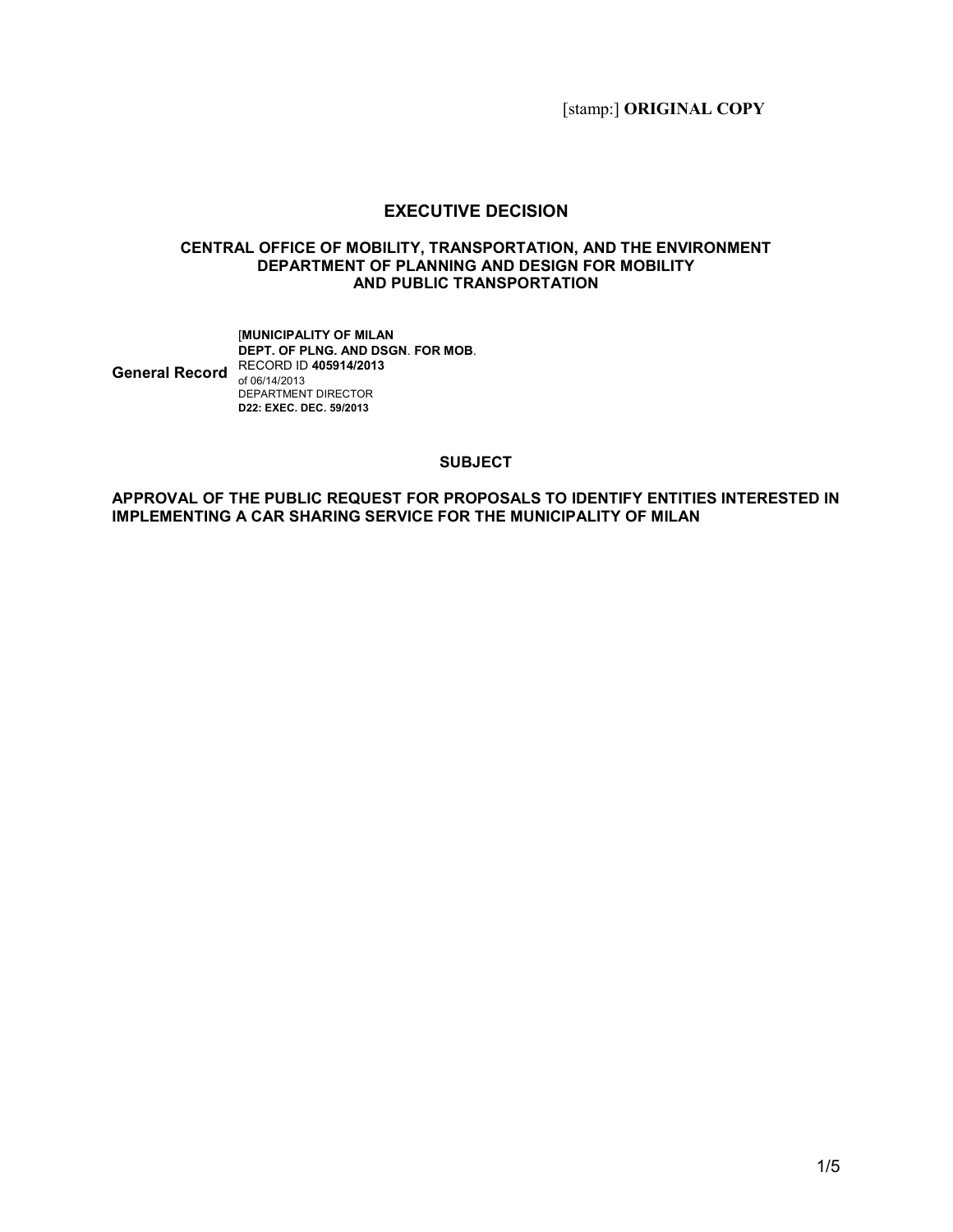[stamp:] **ORIGINAL COPY**

# EXECUTIVE DECISION

**CENTRAL OFFICE OF MOBILITY, TRANSPORTATION, AND THE ENVIRONMENT**
**DEPARTMENT OF PLANNING AND DESIGN FOR MOBILITY AND PUBLIC TRANSPORTATION**

**General Record** [**MUNICIPALITY OF MILAN**
**DEPT. OF PLNG. AND DSGN**. **FOR MOB**.
RECORD ID **405914/2013**
of 06/14/2013
DEPARTMENT DIRECTOR
**D22: EXEC. DEC. 59/2013**

## SUBJECT

**APPROVAL OF THE PUBLIC REQUEST FOR PROPOSALS TO IDENTIFY ENTITIES INTERESTED IN IMPLEMENTING A CAR SHARING SERVICE FOR THE MUNICIPALITY OF MILAN**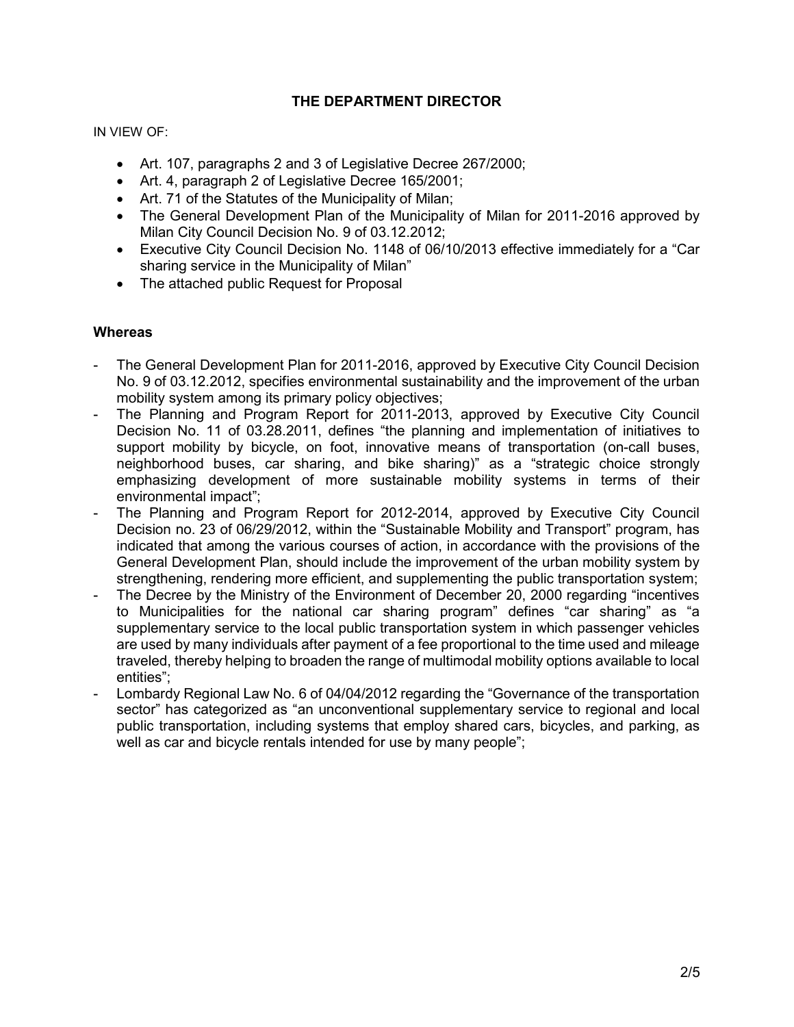## THE DEPARTMENT DIRECTOR

IN VIEW OF:

- Art. 107, paragraphs 2 and 3 of Legislative Decree 267/2000;
- Art. 4, paragraph 2 of Legislative Decree 165/2001;
- Art. 71 of the Statutes of the Municipality of Milan;
- The General Development Plan of the Municipality of Milan for 2011-2016 approved by Milan City Council Decision No. 9 of 03.12.2012;
- Executive City Council Decision No. 1148 of 06/10/2013 effective immediately for a "Car sharing service in the Municipality of Milan"
- The attached public Request for Proposal

**Whereas**

- The General Development Plan for 2011-2016, approved by Executive City Council Decision No. 9 of 03.12.2012, specifies environmental sustainability and the improvement of the urban mobility system among its primary policy objectives;
- The Planning and Program Report for 2011-2013, approved by Executive City Council Decision No. 11 of 03.28.2011, defines "the planning and implementation of initiatives to support mobility by bicycle, on foot, innovative means of transportation (on-call buses, neighborhood buses, car sharing, and bike sharing)" as a "strategic choice strongly emphasizing development of more sustainable mobility systems in terms of their environmental impact";
- The Planning and Program Report for 2012-2014, approved by Executive City Council Decision no. 23 of 06/29/2012, within the "Sustainable Mobility and Transport" program, has indicated that among the various courses of action, in accordance with the provisions of the General Development Plan, should include the improvement of the urban mobility system by strengthening, rendering more efficient, and supplementing the public transportation system;
- The Decree by the Ministry of the Environment of December 20, 2000 regarding "incentives to Municipalities for the national car sharing program" defines "car sharing" as "a supplementary service to the local public transportation system in which passenger vehicles are used by many individuals after payment of a fee proportional to the time used and mileage traveled, thereby helping to broaden the range of multimodal mobility options available to local entities";
- Lombardy Regional Law No. 6 of 04/04/2012 regarding the "Governance of the transportation sector" has categorized as "an unconventional supplementary service to regional and local public transportation, including systems that employ shared cars, bicycles, and parking, as well as car and bicycle rentals intended for use by many people";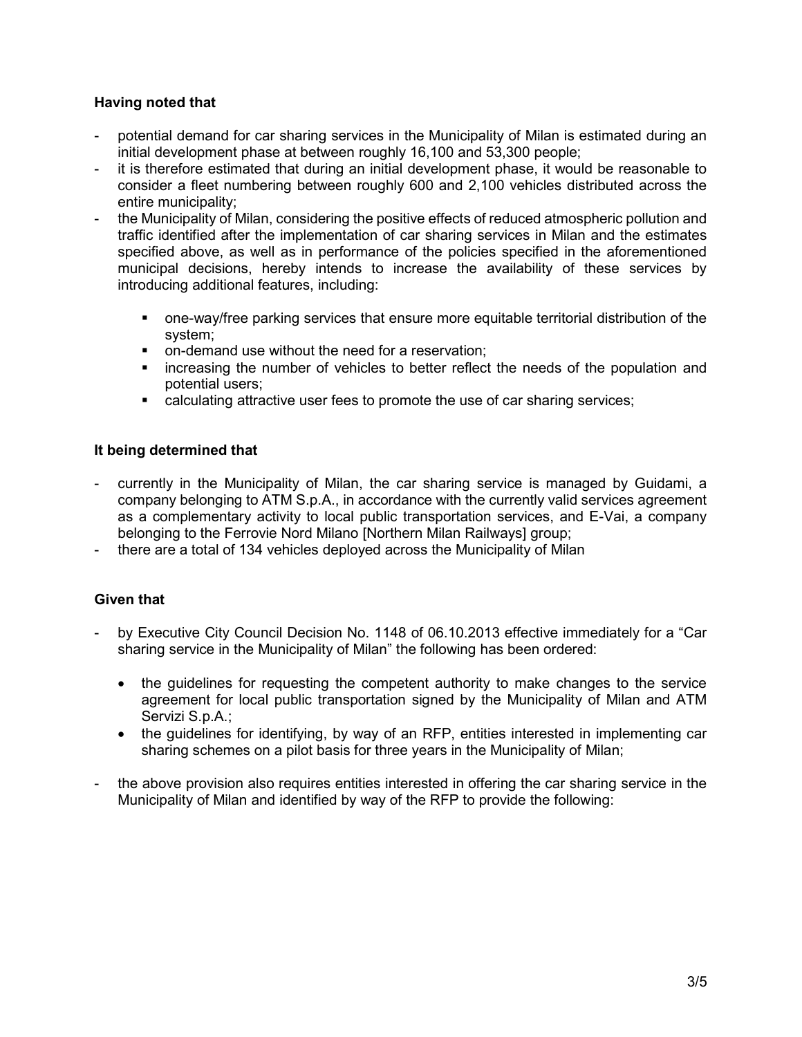**Having noted that**

- potential demand for car sharing services in the Municipality of Milan is estimated during an initial development phase at between roughly 16,100 and 53,300 people;
- it is therefore estimated that during an initial development phase, it would be reasonable to consider a fleet numbering between roughly 600 and 2,100 vehicles distributed across the entire municipality;
- the Municipality of Milan, considering the positive effects of reduced atmospheric pollution and traffic identified after the implementation of car sharing services in Milan and the estimates specified above, as well as in performance of the policies specified in the aforementioned municipal decisions, hereby intends to increase the availability of these services by introducing additional features, including:
    - one-way/free parking services that ensure more equitable territorial distribution of the system;
    - on-demand use without the need for a reservation;
    - increasing the number of vehicles to better reflect the needs of the population and potential users;
    - calculating attractive user fees to promote the use of car sharing services;

**It being determined that**

- currently in the Municipality of Milan, the car sharing service is managed by Guidami, a company belonging to ATM S.p.A., in accordance with the currently valid services agreement as a complementary activity to local public transportation services, and E-Vai, a company belonging to the Ferrovie Nord Milano [Northern Milan Railways] group;
- there are a total of 134 vehicles deployed across the Municipality of Milan

**Given that**

- by Executive City Council Decision No. 1148 of 06.10.2013 effective immediately for a "Car sharing service in the Municipality of Milan" the following has been ordered:
    - the guidelines for requesting the competent authority to make changes to the service agreement for local public transportation signed by the Municipality of Milan and ATM Servizi S.p.A.;
    - the guidelines for identifying, by way of an RFP, entities interested in implementing car sharing schemes on a pilot basis for three years in the Municipality of Milan;
- the above provision also requires entities interested in offering the car sharing service in the Municipality of Milan and identified by way of the RFP to provide the following: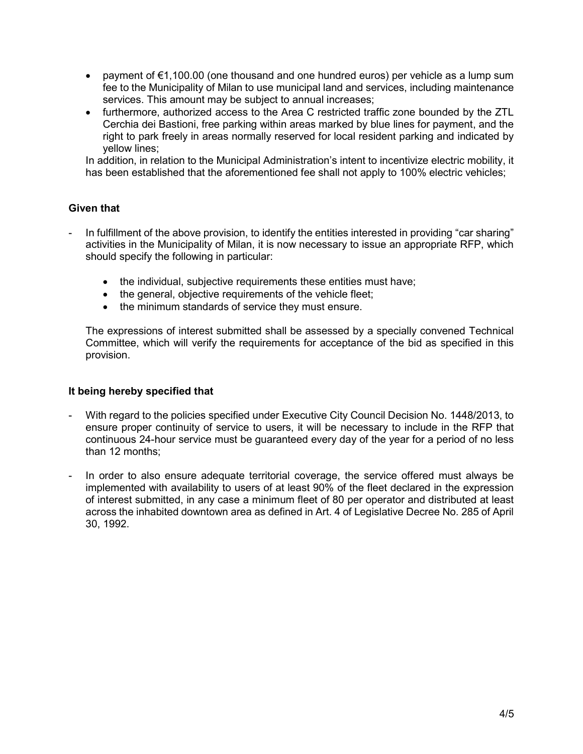- payment of €1,100.00 (one thousand and one hundred euros) per vehicle as a lump sum fee to the Municipality of Milan to use municipal land and services, including maintenance services. This amount may be subject to annual increases;
- furthermore, authorized access to the Area C restricted traffic zone bounded by the ZTL Cerchia dei Bastioni, free parking within areas marked by blue lines for payment, and the right to park freely in areas normally reserved for local resident parking and indicated by yellow lines;

In addition, in relation to the Municipal Administration's intent to incentivize electric mobility, it has been established that the aforementioned fee shall not apply to 100% electric vehicles;

**Given that**

- In fulfillment of the above provision, to identify the entities interested in providing "car sharing" activities in the Municipality of Milan, it is now necessary to issue an appropriate RFP, which should specify the following in particular:
  - the individual, subjective requirements these entities must have;
  - the general, objective requirements of the vehicle fleet;
  - the minimum standards of service they must ensure.

  The expressions of interest submitted shall be assessed by a specially convened Technical Committee, which will verify the requirements for acceptance of the bid as specified in this provision.

**It being hereby specified that**

- With regard to the policies specified under Executive City Council Decision No. 1448/2013, to ensure proper continuity of service to users, it will be necessary to include in the RFP that continuous 24-hour service must be guaranteed every day of the year for a period of no less than 12 months;

- In order to also ensure adequate territorial coverage, the service offered must always be implemented with availability to users of at least 90% of the fleet declared in the expression of interest submitted, in any case a minimum fleet of 80 per operator and distributed at least across the inhabited downtown area as defined in Art. 4 of Legislative Decree No. 285 of April 30, 1992.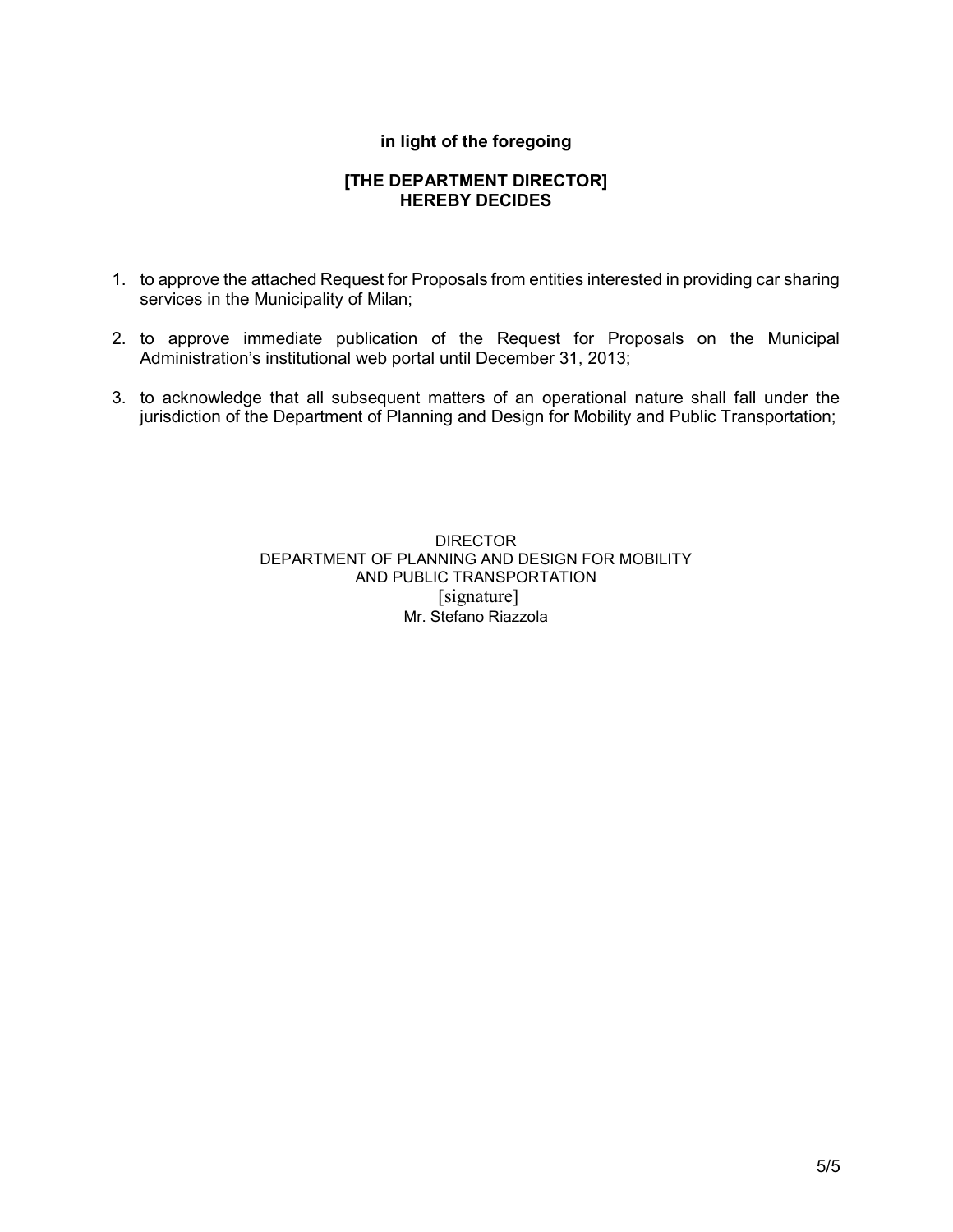**in light of the foregoing**

**[THE DEPARTMENT DIRECTOR]**
**HEREBY DECIDES**

1. to approve the attached Request for Proposals from entities interested in providing car sharing services in the Municipality of Milan;

2. to approve immediate publication of the Request for Proposals on the Municipal Administration's institutional web portal until December 31, 2013;

3. to acknowledge that all subsequent matters of an operational nature shall fall under the jurisdiction of the Department of Planning and Design for Mobility and Public Transportation;

DIRECTOR
DEPARTMENT OF PLANNING AND DESIGN FOR MOBILITY
AND PUBLIC TRANSPORTATION
[signature]
Mr. Stefano Riazzola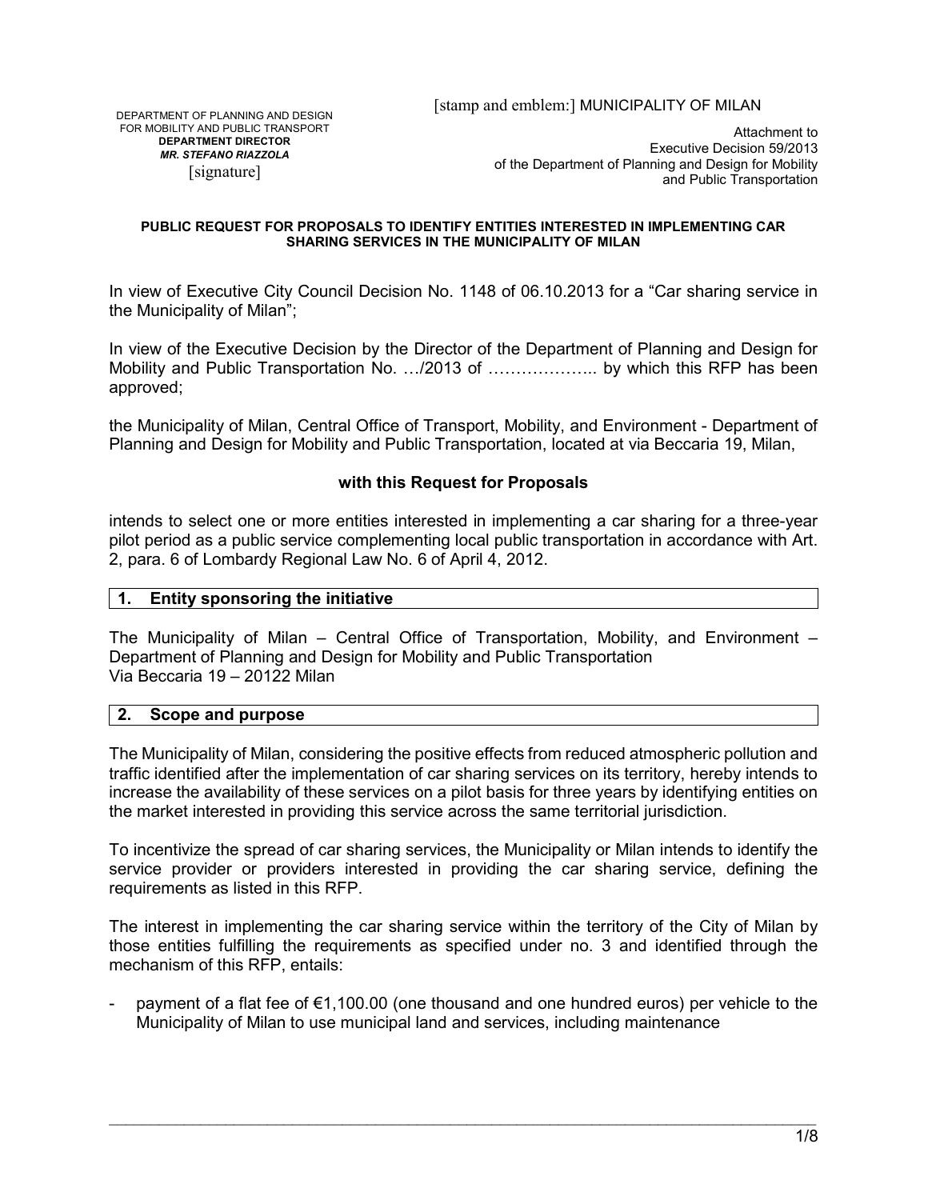DEPARTMENT OF PLANNING AND DESIGN FOR MOBILITY AND PUBLIC TRANSPORT
**DEPARTMENT DIRECTOR**
***MR. STEFANO RIAZZOLA***
[signature]

[stamp and emblem:] MUNICIPALITY OF MILAN

Attachment to
Executive Decision 59/2013
of the Department of Planning and Design for Mobility
and Public Transportation

**PUBLIC REQUEST FOR PROPOSALS TO IDENTIFY ENTITIES INTERESTED IN IMPLEMENTING CAR SHARING SERVICES IN THE MUNICIPALITY OF MILAN**

In view of Executive City Council Decision No. 1148 of 06.10.2013 for a "Car sharing service in the Municipality of Milan";

In view of the Executive Decision by the Director of the Department of Planning and Design for Mobility and Public Transportation No. …/2013 of ……………….. by which this RFP has been approved;

the Municipality of Milan, Central Office of Transport, Mobility, and Environment - Department of Planning and Design for Mobility and Public Transportation, located at via Beccaria 19, Milan,

**with this Request for Proposals**

intends to select one or more entities interested in implementing a car sharing for a three-year pilot period as a public service complementing local public transportation in accordance with Art. 2, para. 6 of Lombardy Regional Law No. 6 of April 4, 2012.

## 1. Entity sponsoring the initiative

The Municipality of Milan – Central Office of Transportation, Mobility, and Environment – Department of Planning and Design for Mobility and Public Transportation
Via Beccaria 19 – 20122 Milan

## 2. Scope and purpose

The Municipality of Milan, considering the positive effects from reduced atmospheric pollution and traffic identified after the implementation of car sharing services on its territory, hereby intends to increase the availability of these services on a pilot basis for three years by identifying entities on the market interested in providing this service across the same territorial jurisdiction.

To incentivize the spread of car sharing services, the Municipality or Milan intends to identify the service provider or providers interested in providing the car sharing service, defining the requirements as listed in this RFP.

The interest in implementing the car sharing service within the territory of the City of Milan by those entities fulfilling the requirements as specified under no. 3 and identified through the mechanism of this RFP, entails:

- payment of a flat fee of €1,100.00 (one thousand and one hundred euros) per vehicle to the Municipality of Milan to use municipal land and services, including maintenance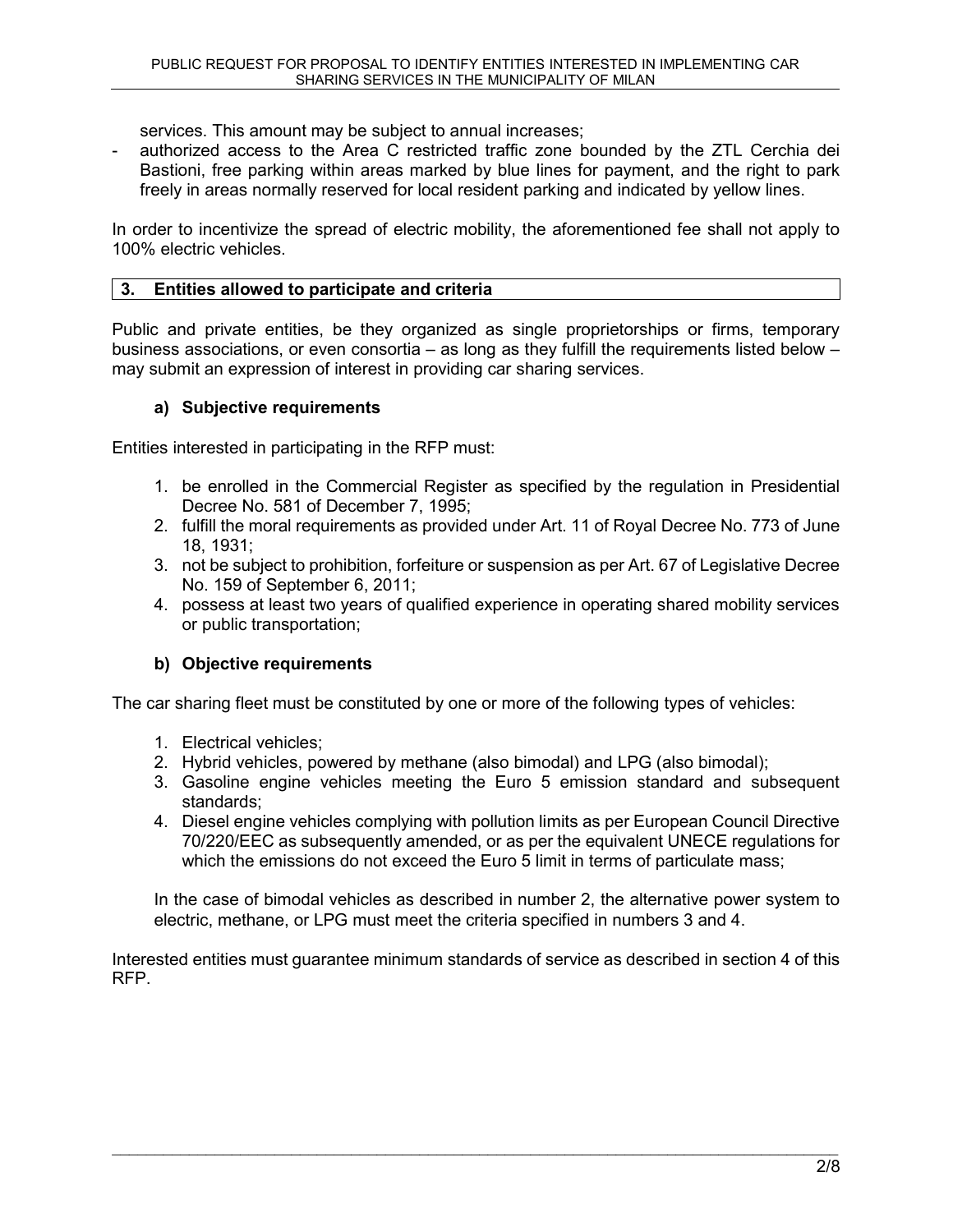services. This amount may be subject to annual increases;

- authorized access to the Area C restricted traffic zone bounded by the ZTL Cerchia dei Bastioni, free parking within areas marked by blue lines for payment, and the right to park freely in areas normally reserved for local resident parking and indicated by yellow lines.

In order to incentivize the spread of electric mobility, the aforementioned fee shall not apply to 100% electric vehicles.

## 3. Entities allowed to participate and criteria

Public and private entities, be they organized as single proprietorships or firms, temporary business associations, or even consortia – as long as they fulfill the requirements listed below – may submit an expression of interest in providing car sharing services.

### a) Subjective requirements

Entities interested in participating in the RFP must:

1. be enrolled in the Commercial Register as specified by the regulation in Presidential Decree No. 581 of December 7, 1995;
2. fulfill the moral requirements as provided under Art. 11 of Royal Decree No. 773 of June 18, 1931;
3. not be subject to prohibition, forfeiture or suspension as per Art. 67 of Legislative Decree No. 159 of September 6, 2011;
4. possess at least two years of qualified experience in operating shared mobility services or public transportation;

### b) Objective requirements

The car sharing fleet must be constituted by one or more of the following types of vehicles:

1. Electrical vehicles;
2. Hybrid vehicles, powered by methane (also bimodal) and LPG (also bimodal);
3. Gasoline engine vehicles meeting the Euro 5 emission standard and subsequent standards;
4. Diesel engine vehicles complying with pollution limits as per European Council Directive 70/220/EEC as subsequently amended, or as per the equivalent UNECE regulations for which the emissions do not exceed the Euro 5 limit in terms of particulate mass;

In the case of bimodal vehicles as described in number 2, the alternative power system to electric, methane, or LPG must meet the criteria specified in numbers 3 and 4.

Interested entities must guarantee minimum standards of service as described in section 4 of this RFP.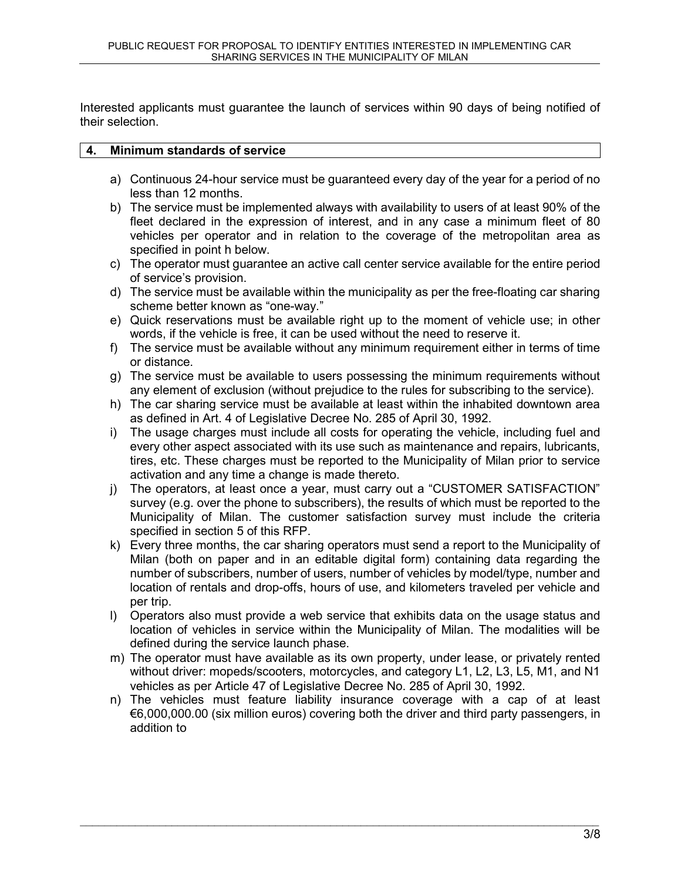Interested applicants must guarantee the launch of services within 90 days of being notified of their selection.

## 4. Minimum standards of service

a) Continuous 24-hour service must be guaranteed every day of the year for a period of no less than 12 months.

b) The service must be implemented always with availability to users of at least 90% of the fleet declared in the expression of interest, and in any case a minimum fleet of 80 vehicles per operator and in relation to the coverage of the metropolitan area as specified in point h below.

c) The operator must guarantee an active call center service available for the entire period of service's provision.

d) The service must be available within the municipality as per the free-floating car sharing scheme better known as "one-way."

e) Quick reservations must be available right up to the moment of vehicle use; in other words, if the vehicle is free, it can be used without the need to reserve it.

f) The service must be available without any minimum requirement either in terms of time or distance.

g) The service must be available to users possessing the minimum requirements without any element of exclusion (without prejudice to the rules for subscribing to the service).

h) The car sharing service must be available at least within the inhabited downtown area as defined in Art. 4 of Legislative Decree No. 285 of April 30, 1992.

i) The usage charges must include all costs for operating the vehicle, including fuel and every other aspect associated with its use such as maintenance and repairs, lubricants, tires, etc. These charges must be reported to the Municipality of Milan prior to service activation and any time a change is made thereto.

j) The operators, at least once a year, must carry out a "CUSTOMER SATISFACTION" survey (e.g. over the phone to subscribers), the results of which must be reported to the Municipality of Milan. The customer satisfaction survey must include the criteria specified in section 5 of this RFP.

k) Every three months, the car sharing operators must send a report to the Municipality of Milan (both on paper and in an editable digital form) containing data regarding the number of subscribers, number of users, number of vehicles by model/type, number and location of rentals and drop-offs, hours of use, and kilometers traveled per vehicle and per trip.

l) Operators also must provide a web service that exhibits data on the usage status and location of vehicles in service within the Municipality of Milan. The modalities will be defined during the service launch phase.

m) The operator must have available as its own property, under lease, or privately rented without driver: mopeds/scooters, motorcycles, and category L1, L2, L3, L5, M1, and N1 vehicles as per Article 47 of Legislative Decree No. 285 of April 30, 1992.

n) The vehicles must feature liability insurance coverage with a cap of at least €6,000,000.00 (six million euros) covering both the driver and third party passengers, in addition to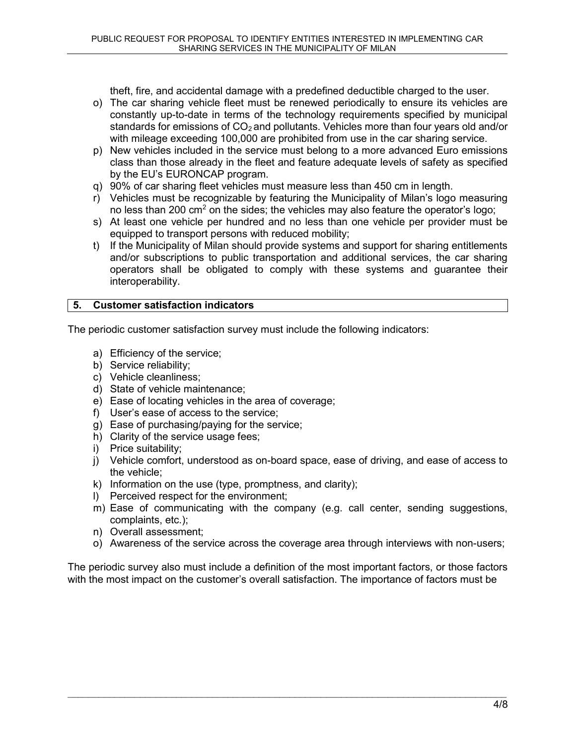theft, fire, and accidental damage with a predefined deductible charged to the user.

o) The car sharing vehicle fleet must be renewed periodically to ensure its vehicles are constantly up-to-date in terms of the technology requirements specified by municipal standards for emissions of $CO_2$ and pollutants. Vehicles more than four years old and/or with mileage exceeding 100,000 are prohibited from use in the car sharing service.
p) New vehicles included in the service must belong to a more advanced Euro emissions class than those already in the fleet and feature adequate levels of safety as specified by the EU's EURONCAP program.
q) 90% of car sharing fleet vehicles must measure less than 450 cm in length.
r) Vehicles must be recognizable by featuring the Municipality of Milan's logo measuring no less than 200 $cm^2$ on the sides; the vehicles may also feature the operator's logo;
s) At least one vehicle per hundred and no less than one vehicle per provider must be equipped to transport persons with reduced mobility;
t) If the Municipality of Milan should provide systems and support for sharing entitlements and/or subscriptions to public transportation and additional services, the car sharing operators shall be obligated to comply with these systems and guarantee their interoperability.

## 5. Customer satisfaction indicators

The periodic customer satisfaction survey must include the following indicators:

a) Efficiency of the service;
b) Service reliability;
c) Vehicle cleanliness;
d) State of vehicle maintenance;
e) Ease of locating vehicles in the area of coverage;
f) User's ease of access to the service;
g) Ease of purchasing/paying for the service;
h) Clarity of the service usage fees;
i) Price suitability;
j) Vehicle comfort, understood as on-board space, ease of driving, and ease of access to the vehicle;
k) Information on the use (type, promptness, and clarity);
l) Perceived respect for the environment;
m) Ease of communicating with the company (e.g. call center, sending suggestions, complaints, etc.);
n) Overall assessment;
o) Awareness of the service across the coverage area through interviews with non-users;

The periodic survey also must include a definition of the most important factors, or those factors with the most impact on the customer's overall satisfaction. The importance of factors must be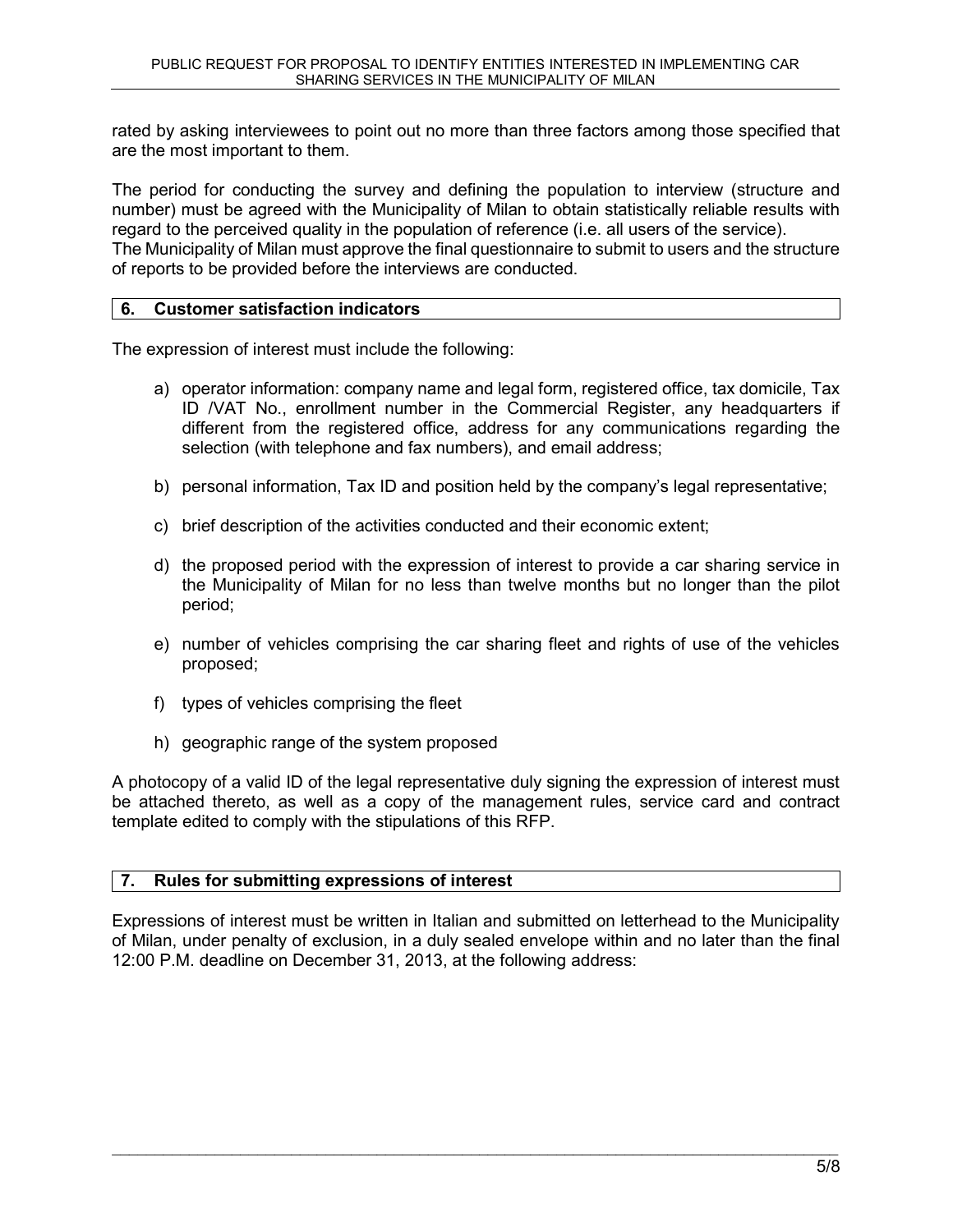rated by asking interviewees to point out no more than three factors among those specified that are the most important to them.

The period for conducting the survey and defining the population to interview (structure and number) must be agreed with the Municipality of Milan to obtain statistically reliable results with regard to the perceived quality in the population of reference (i.e. all users of the service).
The Municipality of Milan must approve the final questionnaire to submit to users and the structure of reports to be provided before the interviews are conducted.

## 6. Customer satisfaction indicators

The expression of interest must include the following:

a) operator information: company name and legal form, registered office, tax domicile, Tax ID /VAT No., enrollment number in the Commercial Register, any headquarters if different from the registered office, address for any communications regarding the selection (with telephone and fax numbers), and email address;

b) personal information, Tax ID and position held by the company's legal representative;

c) brief description of the activities conducted and their economic extent;

d) the proposed period with the expression of interest to provide a car sharing service in the Municipality of Milan for no less than twelve months but no longer than the pilot period;

e) number of vehicles comprising the car sharing fleet and rights of use of the vehicles proposed;

f) types of vehicles comprising the fleet

h) geographic range of the system proposed

A photocopy of a valid ID of the legal representative duly signing the expression of interest must be attached thereto, as well as a copy of the management rules, service card and contract template edited to comply with the stipulations of this RFP.

## 7. Rules for submitting expressions of interest

Expressions of interest must be written in Italian and submitted on letterhead to the Municipality of Milan, under penalty of exclusion, in a duly sealed envelope within and no later than the final 12:00 P.M. deadline on December 31, 2013, at the following address: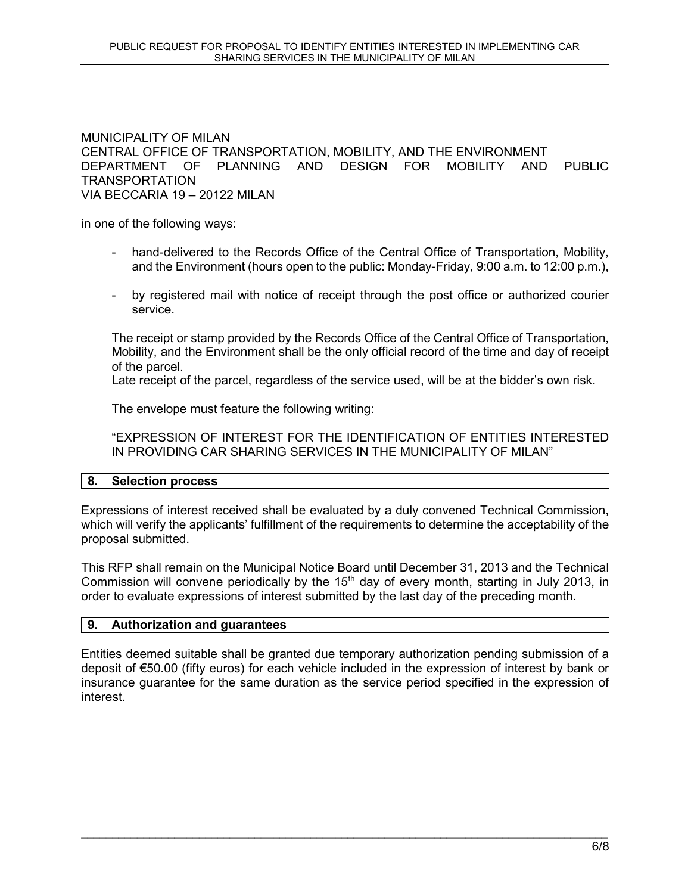MUNICIPALITY OF MILAN
CENTRAL OFFICE OF TRANSPORTATION, MOBILITY, AND THE ENVIRONMENT
DEPARTMENT OF PLANNING AND DESIGN FOR MOBILITY AND PUBLIC TRANSPORTATION
VIA BECCARIA 19 – 20122 MILAN

in one of the following ways:

- hand-delivered to the Records Office of the Central Office of Transportation, Mobility, and the Environment (hours open to the public: Monday-Friday, 9:00 a.m. to 12:00 p.m.),
- by registered mail with notice of receipt through the post office or authorized courier service.

The receipt or stamp provided by the Records Office of the Central Office of Transportation, Mobility, and the Environment shall be the only official record of the time and day of receipt of the parcel.
Late receipt of the parcel, regardless of the service used, will be at the bidder's own risk.

The envelope must feature the following writing:

"EXPRESSION OF INTEREST FOR THE IDENTIFICATION OF ENTITIES INTERESTED IN PROVIDING CAR SHARING SERVICES IN THE MUNICIPALITY OF MILAN"

## 8. Selection process

Expressions of interest received shall be evaluated by a duly convened Technical Commission, which will verify the applicants' fulfillment of the requirements to determine the acceptability of the proposal submitted.

This RFP shall remain on the Municipal Notice Board until December 31, 2013 and the Technical Commission will convene periodically by the 15th day of every month, starting in July 2013, in order to evaluate expressions of interest submitted by the last day of the preceding month.

## 9. Authorization and guarantees

Entities deemed suitable shall be granted due temporary authorization pending submission of a deposit of €50.00 (fifty euros) for each vehicle included in the expression of interest by bank or insurance guarantee for the same duration as the service period specified in the expression of interest.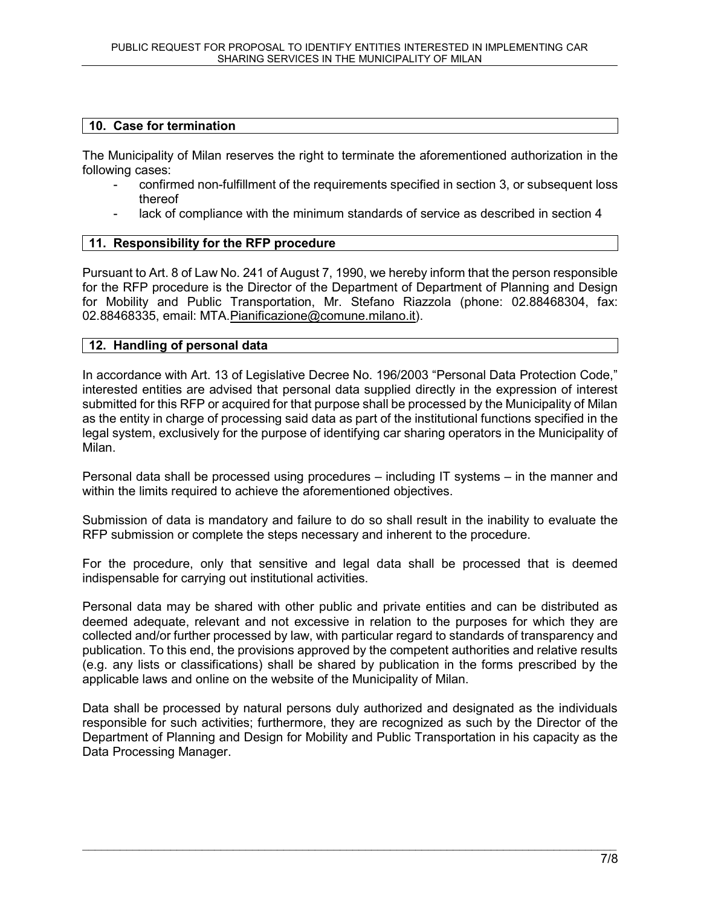## 10. Case for termination

The Municipality of Milan reserves the right to terminate the aforementioned authorization in the following cases:

- confirmed non-fulfillment of the requirements specified in section 3, or subsequent loss thereof
- lack of compliance with the minimum standards of service as described in section 4

## 11. Responsibility for the RFP procedure

Pursuant to Art. 8 of Law No. 241 of August 7, 1990, we hereby inform that the person responsible for the RFP procedure is the Director of the Department of Department of Planning and Design for Mobility and Public Transportation, Mr. Stefano Riazzola (phone: 02.88468304, fax: 02.88468335, email: MTA.Pianificazione@comune.milano.it).

## 12. Handling of personal data

In accordance with Art. 13 of Legislative Decree No. 196/2003 "Personal Data Protection Code," interested entities are advised that personal data supplied directly in the expression of interest submitted for this RFP or acquired for that purpose shall be processed by the Municipality of Milan as the entity in charge of processing said data as part of the institutional functions specified in the legal system, exclusively for the purpose of identifying car sharing operators in the Municipality of Milan.

Personal data shall be processed using procedures – including IT systems – in the manner and within the limits required to achieve the aforementioned objectives.

Submission of data is mandatory and failure to do so shall result in the inability to evaluate the RFP submission or complete the steps necessary and inherent to the procedure.

For the procedure, only that sensitive and legal data shall be processed that is deemed indispensable for carrying out institutional activities.

Personal data may be shared with other public and private entities and can be distributed as deemed adequate, relevant and not excessive in relation to the purposes for which they are collected and/or further processed by law, with particular regard to standards of transparency and publication. To this end, the provisions approved by the competent authorities and relative results (e.g. any lists or classifications) shall be shared by publication in the forms prescribed by the applicable laws and online on the website of the Municipality of Milan.

Data shall be processed by natural persons duly authorized and designated as the individuals responsible for such activities; furthermore, they are recognized as such by the Director of the Department of Planning and Design for Mobility and Public Transportation in his capacity as the Data Processing Manager.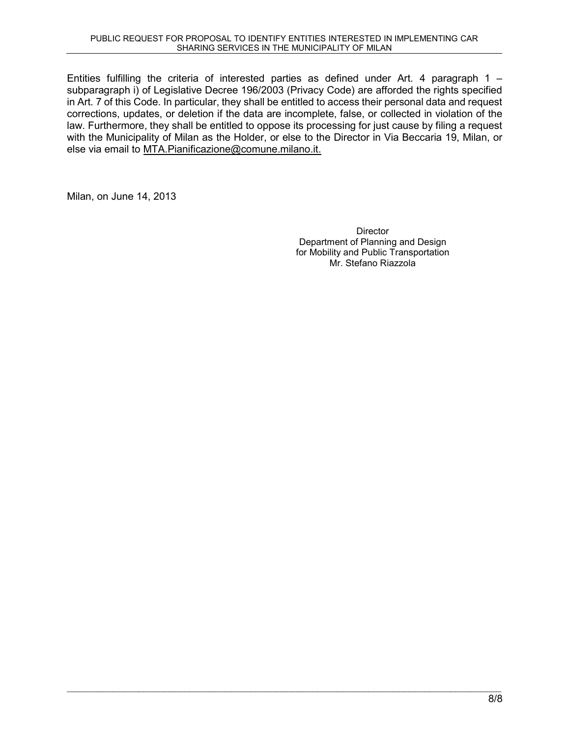Entities fulfilling the criteria of interested parties as defined under Art. 4 paragraph 1 – subparagraph i) of Legislative Decree 196/2003 (Privacy Code) are afforded the rights specified in Art. 7 of this Code. In particular, they shall be entitled to access their personal data and request corrections, updates, or deletion if the data are incomplete, false, or collected in violation of the law. Furthermore, they shall be entitled to oppose its processing for just cause by filing a request with the Municipality of Milan as the Holder, or else to the Director in Via Beccaria 19, Milan, or else via email to MTA.Pianificazione@comune.milano.it.

Milan, on June 14, 2013

Director
Department of Planning and Design
for Mobility and Public Transportation
Mr. Stefano Riazzola